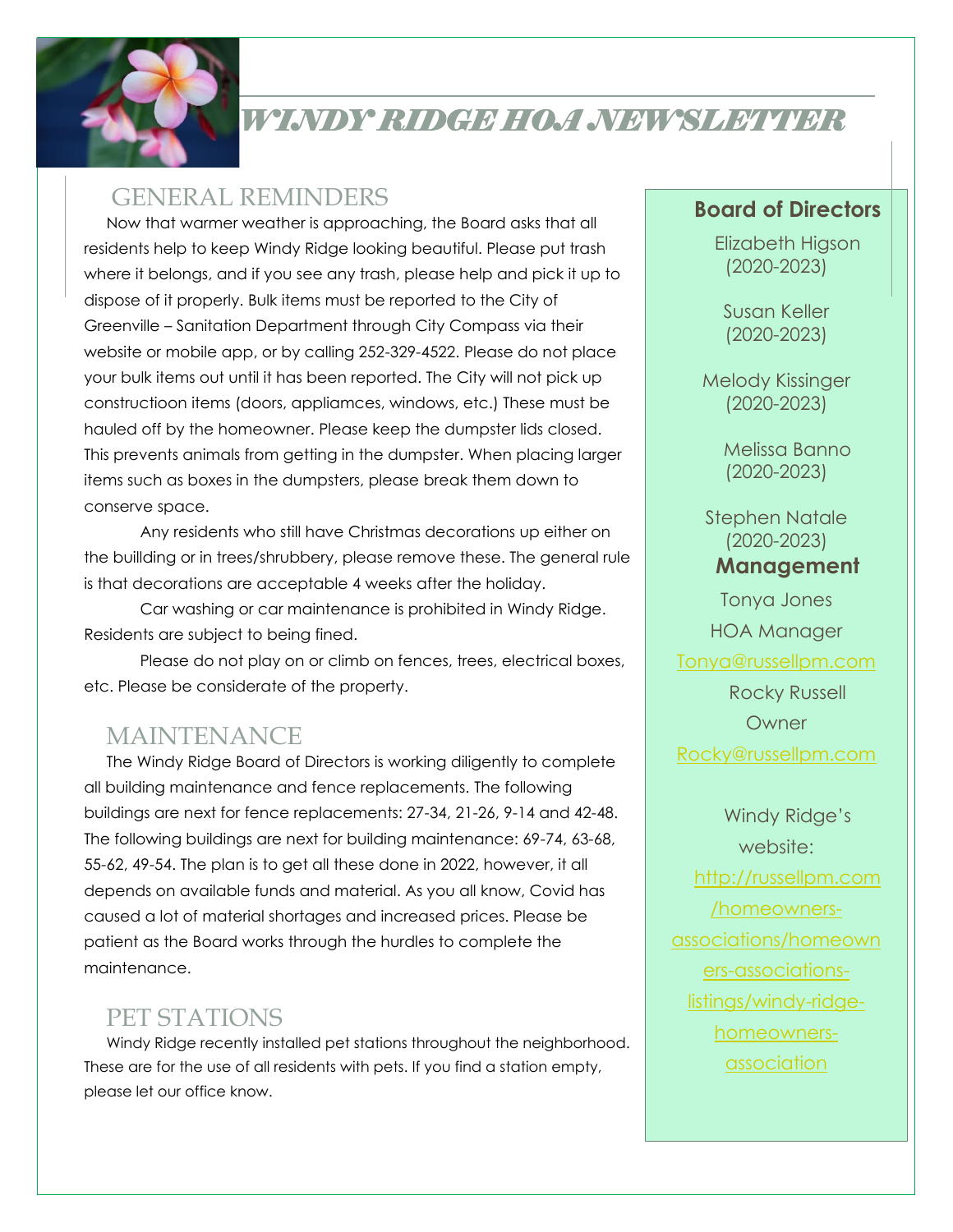# WINDY RIDGE HOA NEWSLETTER

## GENERAL REMINDERS

Now that warmer weather is approaching, the Board asks that all residents help to keep Windy Ridge looking beautiful. Please put trash where it belongs, and if you see any trash, please help and pick it up to dispose of it properly. Bulk items must be reported to the City of Greenville – Sanitation Department through City Compass via their website or mobile app, or by calling 252-329-4522. Please do not place your bulk items out until it has been reported. The City will not pick up constructioon items (doors, appliamces, windows, etc.) These must be hauled off by the homeowner. Please keep the dumpster lids closed. This prevents animals from getting in the dumpster. When placing larger items such as boxes in the dumpsters, please break them down to conserve space.

Any residents who still have Christmas decorations up either on the buillding or in trees/shrubbery, please remove these. The general rule is that decorations are acceptable 4 weeks after the holiday.

Car washing or car maintenance is prohibited in Windy Ridge. Residents are subject to being fined.

Please do not play on or climb on fences, trees, electrical boxes, etc. Please be considerate of the property.

## MAINTENANCE

The Windy Ridge Board of Directors is working diligently to complete all building maintenance and fence replacements. The following buildings are next for fence replacements: 27-34, 21-26, 9-14 and 42-48. The following buildings are next for building maintenance: 69-74, 63-68, 55-62, 49-54. The plan is to get all these done in 2022, however, it all depends on available funds and material. As you all know, Covid has caused a lot of material shortages and increased prices. Please be patient as the Board works through the hurdles to complete the maintenance.

## PET STATIONS

Windy Ridge recently installed pet stations throughout the neighborhood. These are for the use of all residents with pets. If you find a station empty, please let our office know.

**Board of Directors**

Elizabeth Higson (2020-2023)

Susan Keller (2020-2023)

Melody Kissinger (2020-2023)

Melissa Banno (2020-2023)

Stephen Natale (2020-2023)

**Management**

Tonya Jones
HOA Manager
Tonya@russellpm.com

Rocky Russell
Owner
Rocky@russellpm.com

Windy Ridge's website:
http://russellpm.com/homeowners-associations/homeowners-associations-listings/windy-ridge-homeowners-association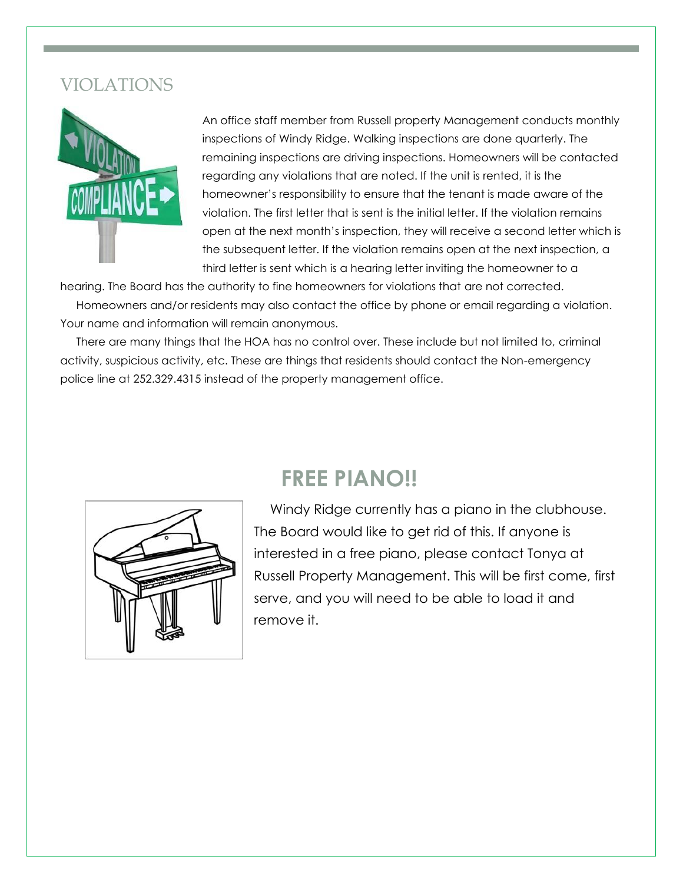## VIOLATIONS

An office staff member from Russell property Management conducts monthly inspections of Windy Ridge. Walking inspections are done quarterly. The remaining inspections are driving inspections. Homeowners will be contacted regarding any violations that are noted. If the unit is rented, it is the homeowner's responsibility to ensure that the tenant is made aware of the violation. The first letter that is sent is the initial letter. If the violation remains open at the next month's inspection, they will receive a second letter which is the subsequent letter. If the violation remains open at the next inspection, a third letter is sent which is a hearing letter inviting the homeowner to a hearing. The Board has the authority to fine homeowners for violations that are not corrected.

Homeowners and/or residents may also contact the office by phone or email regarding a violation. Your name and information will remain anonymous.

There are many things that the HOA has no control over. These include but not limited to, criminal activity, suspicious activity, etc. These are things that residents should contact the Non-emergency police line at 252.329.4315 instead of the property management office.

## FREE PIANO!!

Windy Ridge currently has a piano in the clubhouse. The Board would like to get rid of this. If anyone is interested in a free piano, please contact Tonya at Russell Property Management. This will be first come, first serve, and you will need to be able to load it and remove it.